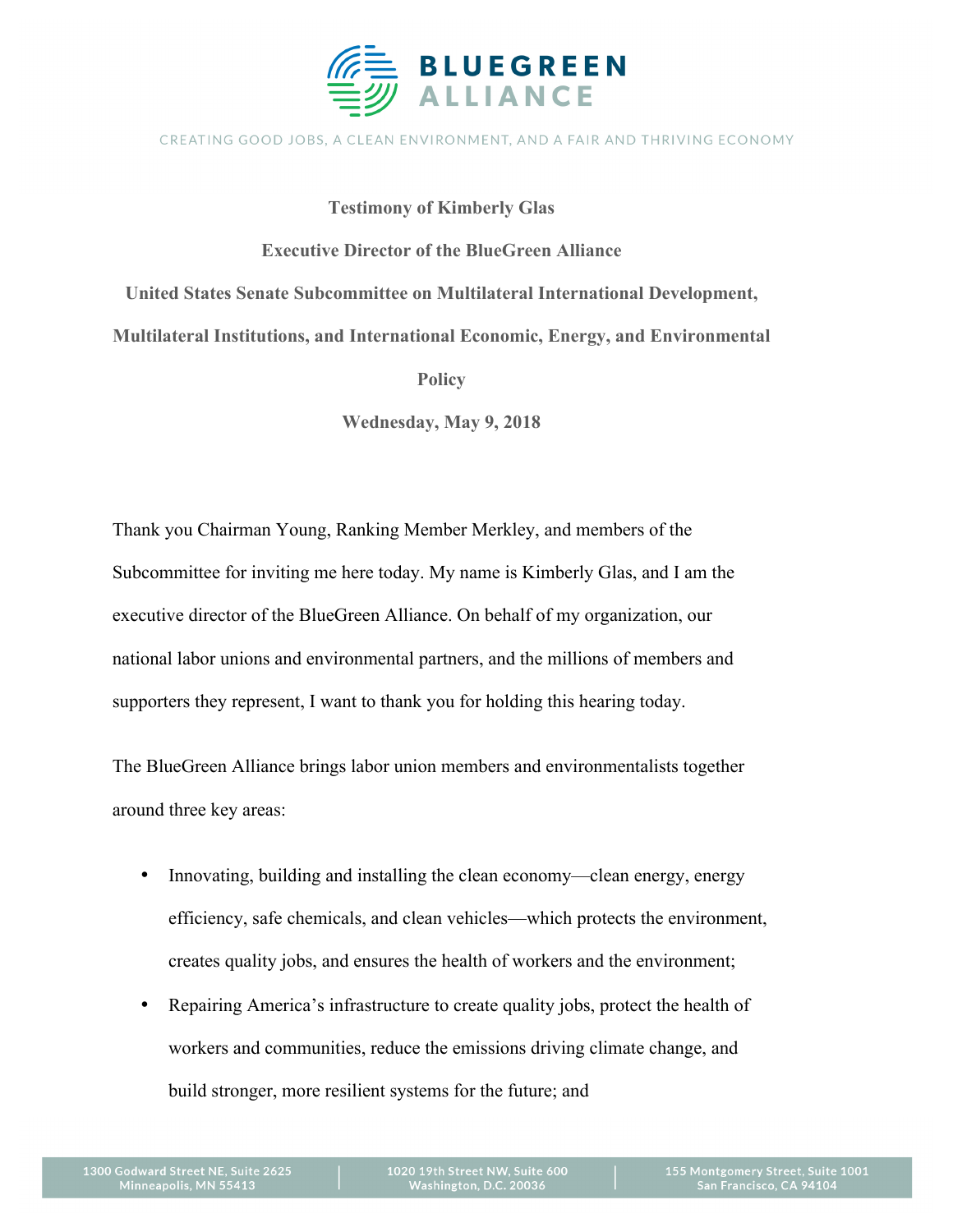# BLUEGREEN ALLIANCE

CREATING GOOD JOBS, A CLEAN ENVIRONMENT, AND A FAIR AND THRIVING ECONOMY

**Testimony of Kimberly Glas**

**Executive Director of the BlueGreen Alliance**

**United States Senate Subcommittee on Multilateral International Development, Multilateral Institutions, and International Economic, Energy, and Environmental Policy**

**Wednesday, May 9, 2018**

Thank you Chairman Young, Ranking Member Merkley, and members of the Subcommittee for inviting me here today. My name is Kimberly Glas, and I am the executive director of the BlueGreen Alliance. On behalf of my organization, our national labor unions and environmental partners, and the millions of members and supporters they represent, I want to thank you for holding this hearing today.

The BlueGreen Alliance brings labor union members and environmentalists together around three key areas:

- Innovating, building and installing the clean economy—clean energy, energy efficiency, safe chemicals, and clean vehicles—which protects the environment, creates quality jobs, and ensures the health of workers and the environment;
- Repairing America's infrastructure to create quality jobs, protect the health of workers and communities, reduce the emissions driving climate change, and build stronger, more resilient systems for the future; and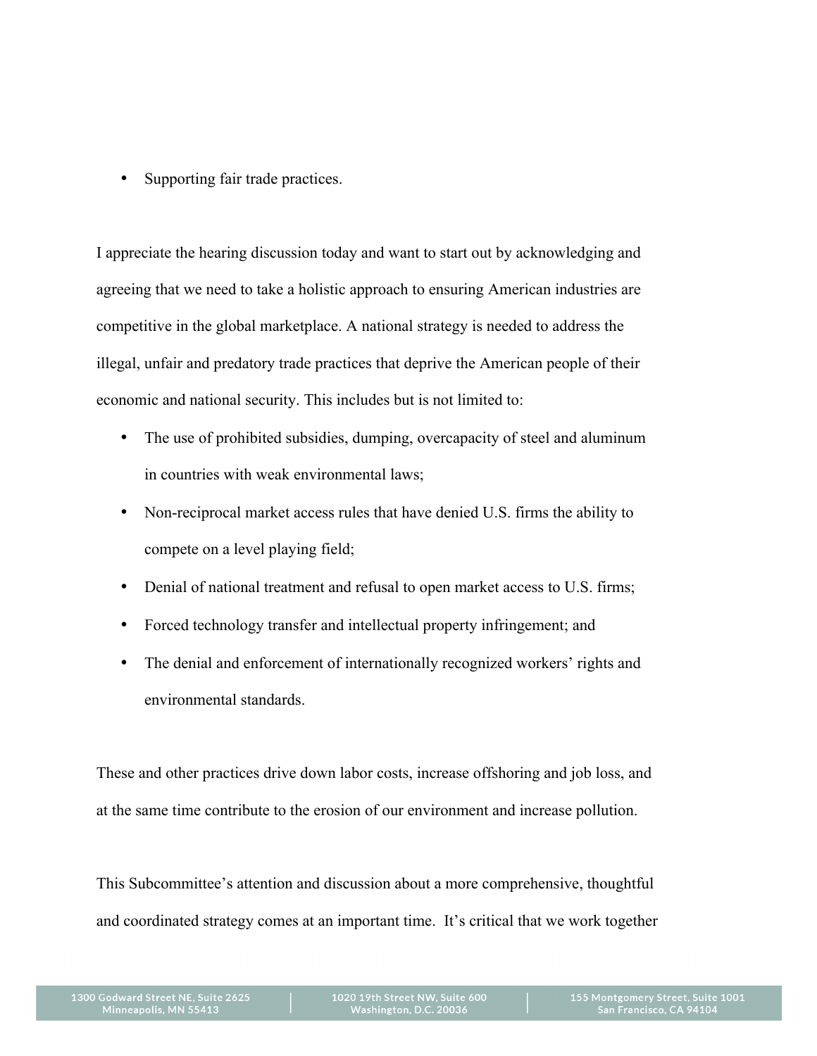- Supporting fair trade practices.

I appreciate the hearing discussion today and want to start out by acknowledging and agreeing that we need to take a holistic approach to ensuring American industries are competitive in the global marketplace. A national strategy is needed to address the illegal, unfair and predatory trade practices that deprive the American people of their economic and national security. This includes but is not limited to:

- The use of prohibited subsidies, dumping, overcapacity of steel and aluminum in countries with weak environmental laws;
- Non-reciprocal market access rules that have denied U.S. firms the ability to compete on a level playing field;
- Denial of national treatment and refusal to open market access to U.S. firms;
- Forced technology transfer and intellectual property infringement; and
- The denial and enforcement of internationally recognized workers' rights and environmental standards.

These and other practices drive down labor costs, increase offshoring and job loss, and at the same time contribute to the erosion of our environment and increase pollution.

This Subcommittee's attention and discussion about a more comprehensive, thoughtful and coordinated strategy comes at an important time. It's critical that we work together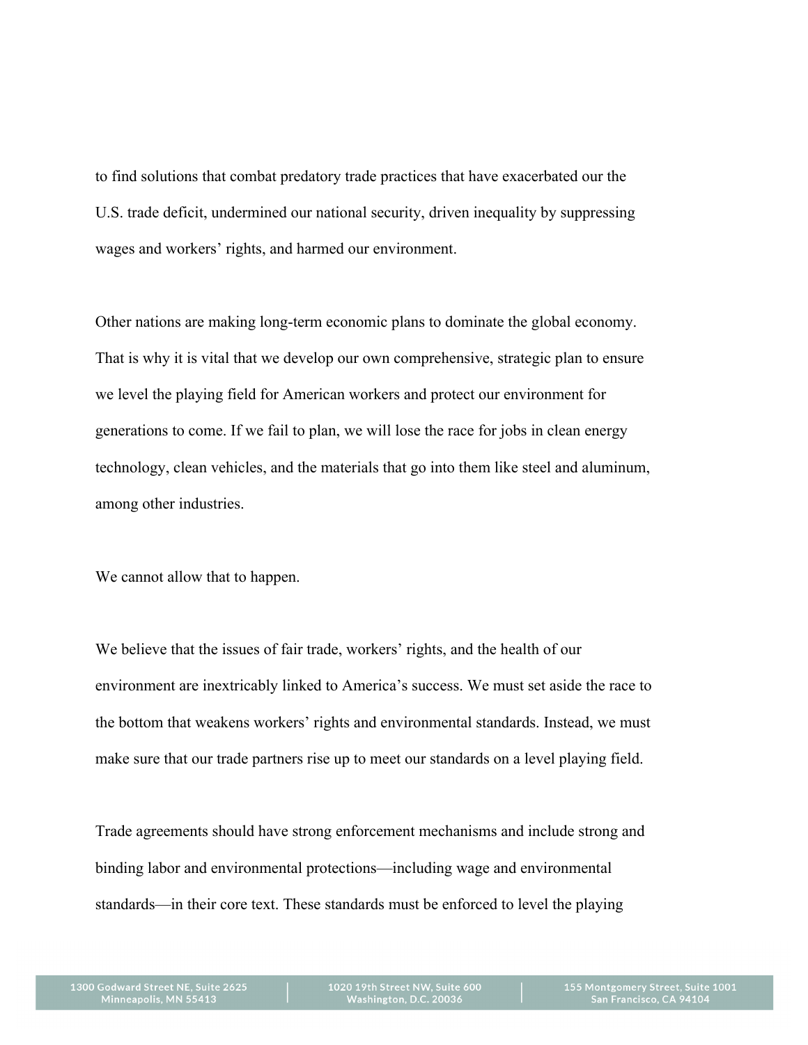to find solutions that combat predatory trade practices that have exacerbated our the U.S. trade deficit, undermined our national security, driven inequality by suppressing wages and workers' rights, and harmed our environment.

Other nations are making long-term economic plans to dominate the global economy. That is why it is vital that we develop our own comprehensive, strategic plan to ensure we level the playing field for American workers and protect our environment for generations to come. If we fail to plan, we will lose the race for jobs in clean energy technology, clean vehicles, and the materials that go into them like steel and aluminum, among other industries.

We cannot allow that to happen.

We believe that the issues of fair trade, workers' rights, and the health of our environment are inextricably linked to America's success. We must set aside the race to the bottom that weakens workers' rights and environmental standards. Instead, we must make sure that our trade partners rise up to meet our standards on a level playing field.

Trade agreements should have strong enforcement mechanisms and include strong and binding labor and environmental protections—including wage and environmental standards—in their core text. These standards must be enforced to level the playing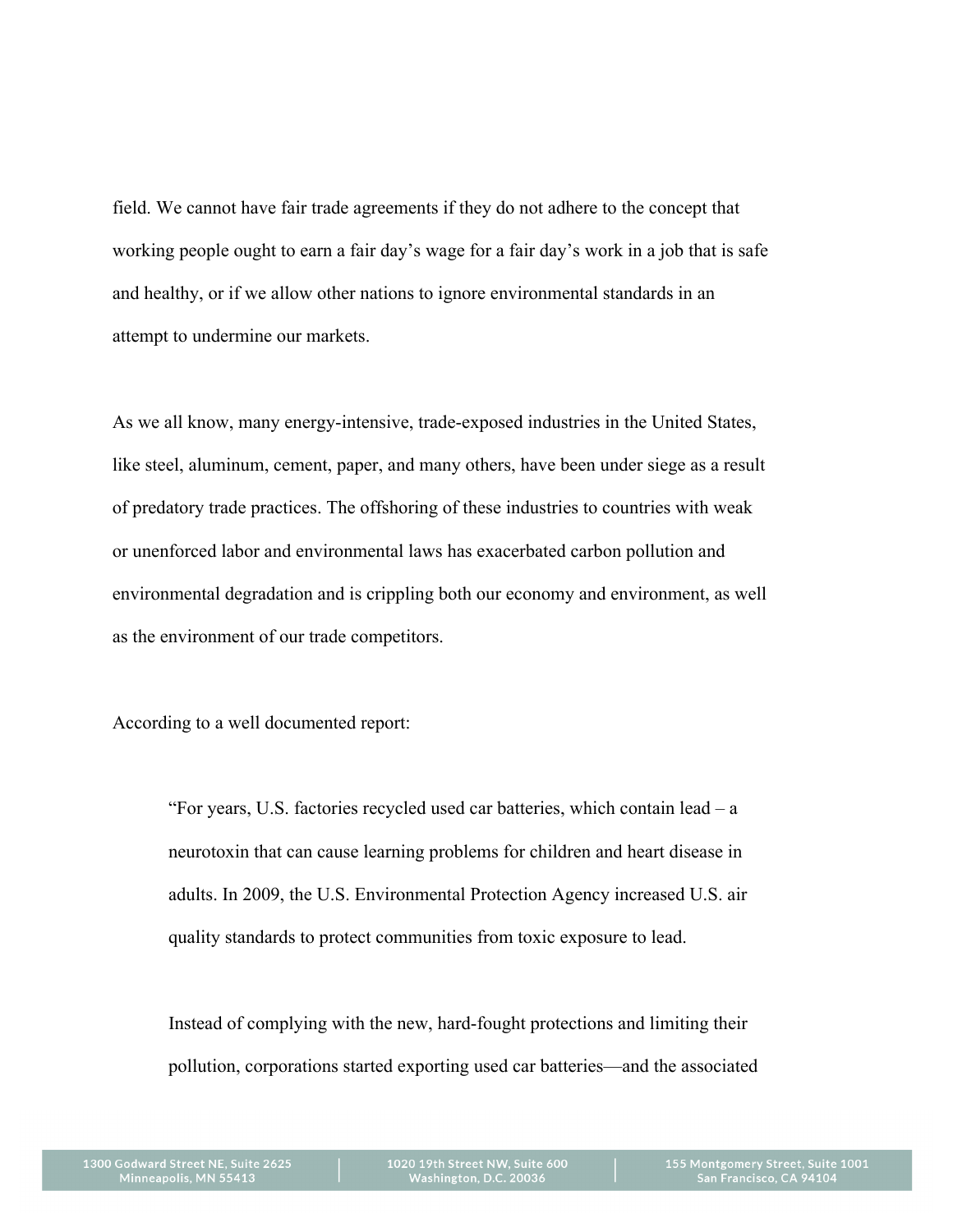field. We cannot have fair trade agreements if they do not adhere to the concept that working people ought to earn a fair day's wage for a fair day's work in a job that is safe and healthy, or if we allow other nations to ignore environmental standards in an attempt to undermine our markets.

As we all know, many energy-intensive, trade-exposed industries in the United States, like steel, aluminum, cement, paper, and many others, have been under siege as a result of predatory trade practices. The offshoring of these industries to countries with weak or unenforced labor and environmental laws has exacerbated carbon pollution and environmental degradation and is crippling both our economy and environment, as well as the environment of our trade competitors.

According to a well documented report:

> "For years, U.S. factories recycled used car batteries, which contain lead – a neurotoxin that can cause learning problems for children and heart disease in adults. In 2009, the U.S. Environmental Protection Agency increased U.S. air quality standards to protect communities from toxic exposure to lead.
>
> Instead of complying with the new, hard-fought protections and limiting their pollution, corporations started exporting used car batteries—and the associated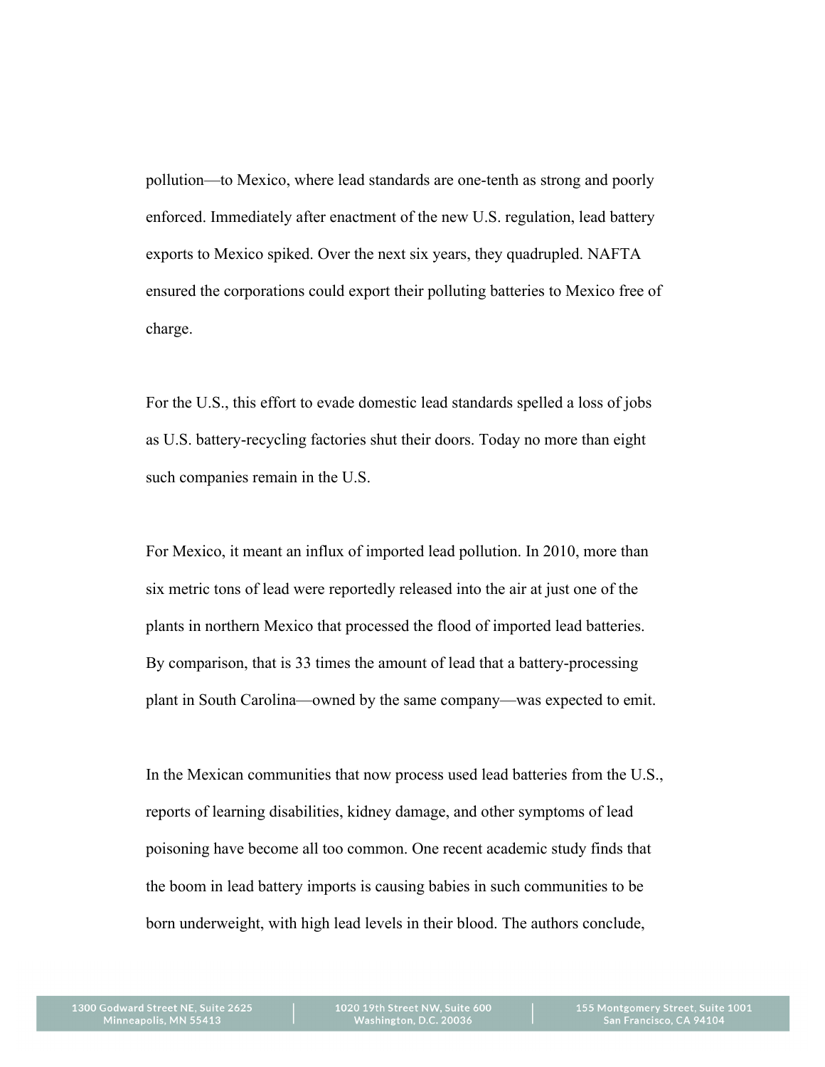pollution—to Mexico, where lead standards are one-tenth as strong and poorly enforced. Immediately after enactment of the new U.S. regulation, lead battery exports to Mexico spiked. Over the next six years, they quadrupled. NAFTA ensured the corporations could export their polluting batteries to Mexico free of charge.

For the U.S., this effort to evade domestic lead standards spelled a loss of jobs as U.S. battery-recycling factories shut their doors. Today no more than eight such companies remain in the U.S.

For Mexico, it meant an influx of imported lead pollution. In 2010, more than six metric tons of lead were reportedly released into the air at just one of the plants in northern Mexico that processed the flood of imported lead batteries. By comparison, that is 33 times the amount of lead that a battery-processing plant in South Carolina—owned by the same company—was expected to emit.

In the Mexican communities that now process used lead batteries from the U.S., reports of learning disabilities, kidney damage, and other symptoms of lead poisoning have become all too common. One recent academic study finds that the boom in lead battery imports is causing babies in such communities to be born underweight, with high lead levels in their blood. The authors conclude,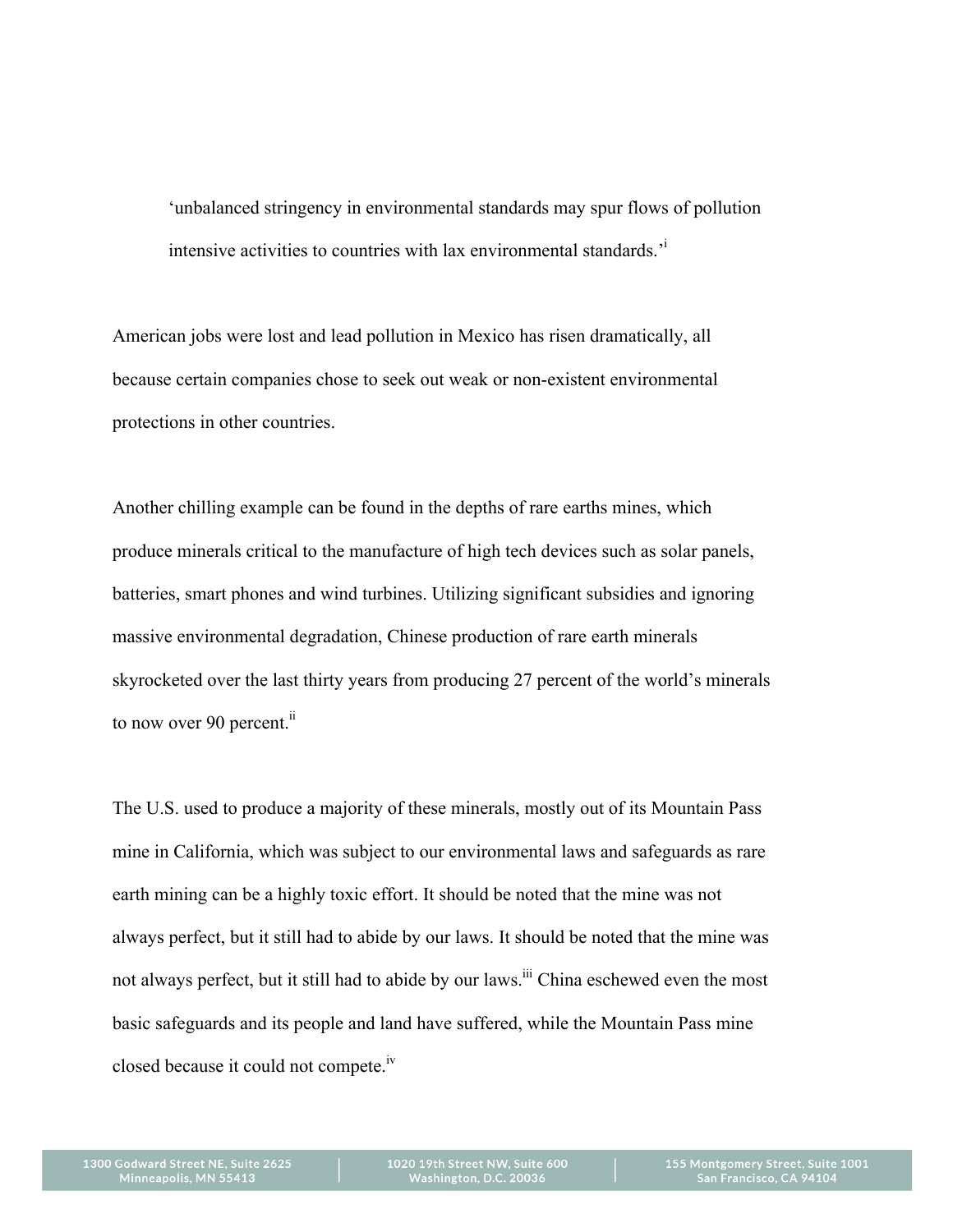> 'unbalanced stringency in environmental standards may spur flows of pollution intensive activities to countries with lax environmental standards.'[i]

American jobs were lost and lead pollution in Mexico has risen dramatically, all because certain companies chose to seek out weak or non-existent environmental protections in other countries.

Another chilling example can be found in the depths of rare earths mines, which produce minerals critical to the manufacture of high tech devices such as solar panels, batteries, smart phones and wind turbines. Utilizing significant subsidies and ignoring massive environmental degradation, Chinese production of rare earth minerals skyrocketed over the last thirty years from producing 27 percent of the world's minerals to now over 90 percent.[ii]

The U.S. used to produce a majority of these minerals, mostly out of its Mountain Pass mine in California, which was subject to our environmental laws and safeguards as rare earth mining can be a highly toxic effort. It should be noted that the mine was not always perfect, but it still had to abide by our laws. It should be noted that the mine was not always perfect, but it still had to abide by our laws.[iii] China eschewed even the most basic safeguards and its people and land have suffered, while the Mountain Pass mine closed because it could not compete.[iv]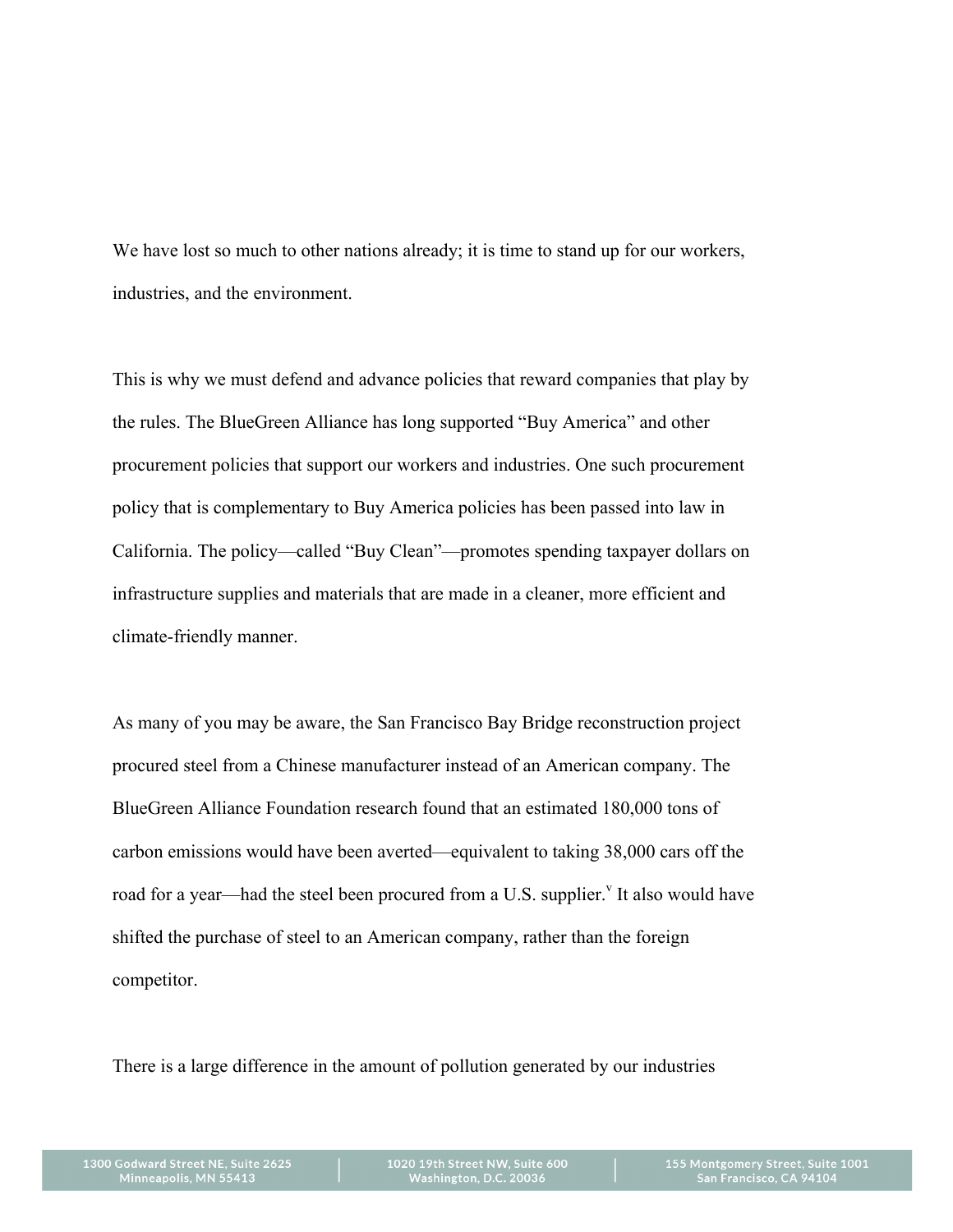We have lost so much to other nations already; it is time to stand up for our workers, industries, and the environment.

This is why we must defend and advance policies that reward companies that play by the rules. The BlueGreen Alliance has long supported “Buy America” and other procurement policies that support our workers and industries. One such procurement policy that is complementary to Buy America policies has been passed into law in California. The policy—called “Buy Clean”—promotes spending taxpayer dollars on infrastructure supplies and materials that are made in a cleaner, more efficient and climate-friendly manner.

As many of you may be aware, the San Francisco Bay Bridge reconstruction project procured steel from a Chinese manufacturer instead of an American company. The BlueGreen Alliance Foundation research found that an estimated 180,000 tons of carbon emissions would have been averted—equivalent to taking 38,000 cars off the road for a year—had the steel been procured from a U.S. supplier.[v] It also would have shifted the purchase of steel to an American company, rather than the foreign competitor.

There is a large difference in the amount of pollution generated by our industries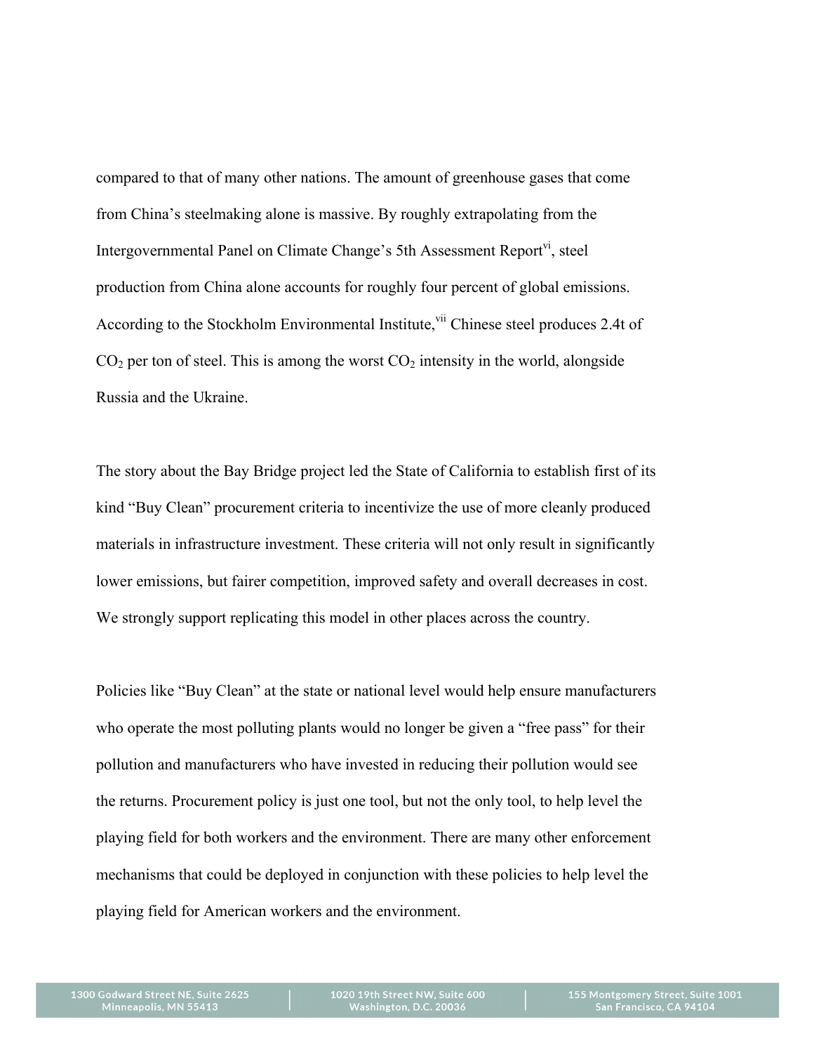compared to that of many other nations. The amount of greenhouse gases that come from China's steelmaking alone is massive. By roughly extrapolating from the Intergovernmental Panel on Climate Change's 5th Assessment Report[vi], steel production from China alone accounts for roughly four percent of global emissions. According to the Stockholm Environmental Institute,[vii] Chinese steel produces 2.4t of $CO_2$ per ton of steel. This is among the worst $CO_2$ intensity in the world, alongside Russia and the Ukraine.

The story about the Bay Bridge project led the State of California to establish first of its kind "Buy Clean" procurement criteria to incentivize the use of more cleanly produced materials in infrastructure investment. These criteria will not only result in significantly lower emissions, but fairer competition, improved safety and overall decreases in cost. We strongly support replicating this model in other places across the country.

Policies like "Buy Clean" at the state or national level would help ensure manufacturers who operate the most polluting plants would no longer be given a "free pass" for their pollution and manufacturers who have invested in reducing their pollution would see the returns. Procurement policy is just one tool, but not the only tool, to help level the playing field for both workers and the environment. There are many other enforcement mechanisms that could be deployed in conjunction with these policies to help level the playing field for American workers and the environment.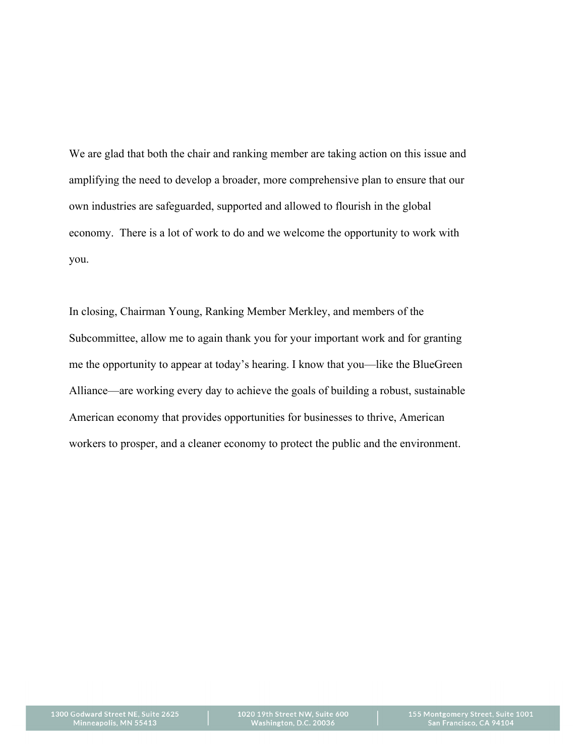We are glad that both the chair and ranking member are taking action on this issue and amplifying the need to develop a broader, more comprehensive plan to ensure that our own industries are safeguarded, supported and allowed to flourish in the global economy.  There is a lot of work to do and we welcome the opportunity to work with you.

In closing, Chairman Young, Ranking Member Merkley, and members of the Subcommittee, allow me to again thank you for your important work and for granting me the opportunity to appear at today's hearing. I know that you—like the BlueGreen Alliance—are working every day to achieve the goals of building a robust, sustainable American economy that provides opportunities for businesses to thrive, American workers to prosper, and a cleaner economy to protect the public and the environment.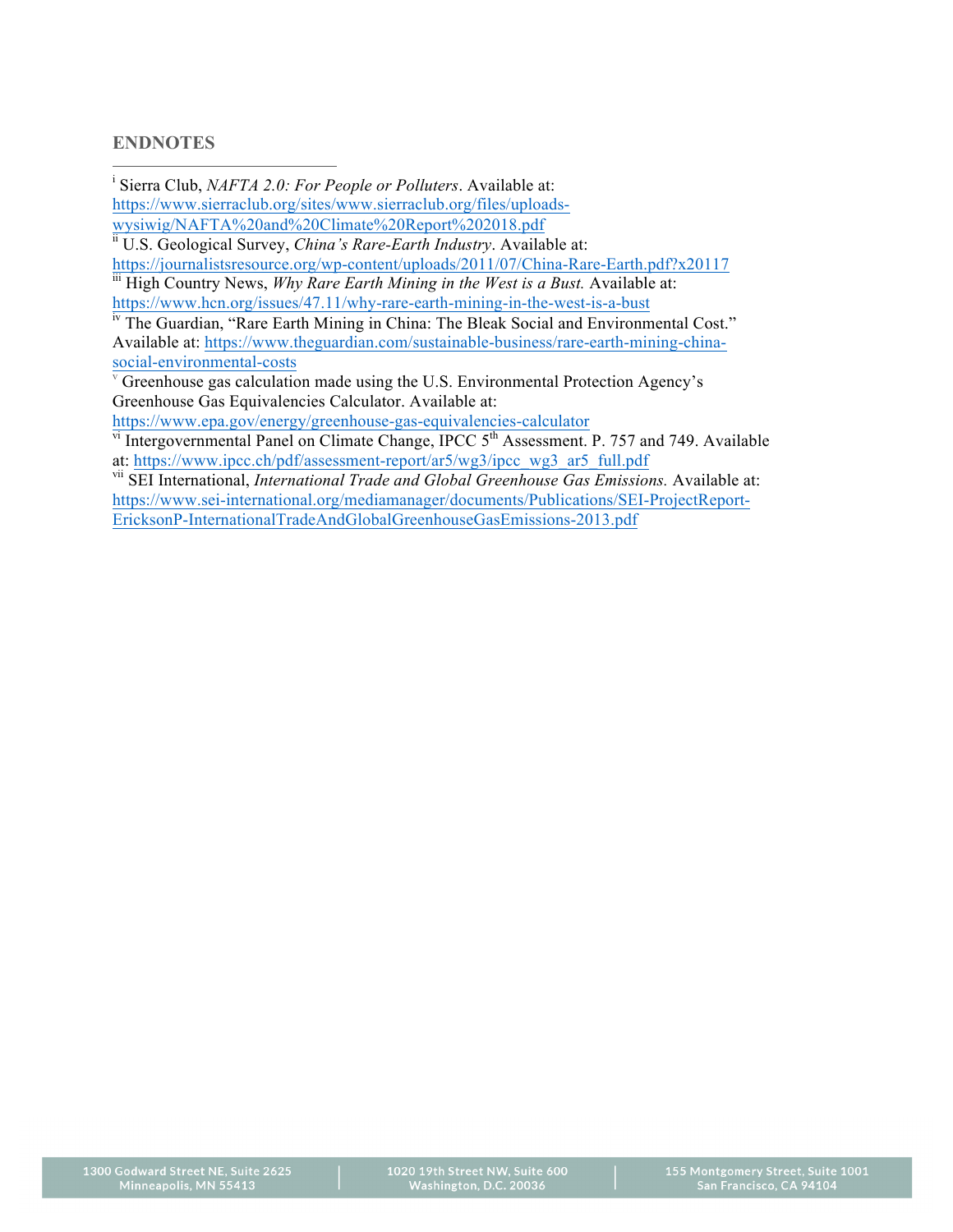## ENDNOTES

[i] Sierra Club, *NAFTA 2.0: For People or Polluters*. Available at: https://www.sierraclub.org/sites/www.sierraclub.org/files/uploads-wysiwig/NAFTA%20and%20Climate%20Report%202018.pdf

[ii] U.S. Geological Survey, *China's Rare-Earth Industry*. Available at: https://journalistsresource.org/wp-content/uploads/2011/07/China-Rare-Earth.pdf?x20117

[iii] High Country News, *Why Rare Earth Mining in the West is a Bust.* Available at: https://www.hcn.org/issues/47.11/why-rare-earth-mining-in-the-west-is-a-bust

[iv] The Guardian, "Rare Earth Mining in China: The Bleak Social and Environmental Cost." Available at: https://www.theguardian.com/sustainable-business/rare-earth-mining-china-social-environmental-costs

[v] Greenhouse gas calculation made using the U.S. Environmental Protection Agency's Greenhouse Gas Equivalencies Calculator. Available at: https://www.epa.gov/energy/greenhouse-gas-equivalencies-calculator

[vi] Intergovernmental Panel on Climate Change, IPCC 5th Assessment. P. 757 and 749. Available at: https://www.ipcc.ch/pdf/assessment-report/ar5/wg3/ipcc_wg3_ar5_full.pdf

[vii] SEI International, *International Trade and Global Greenhouse Gas Emissions.* Available at: https://www.sei-international.org/mediamanager/documents/Publications/SEI-ProjectReport-EricksonP-InternationalTradeAndGlobalGreenhouseGasEmissions-2013.pdf